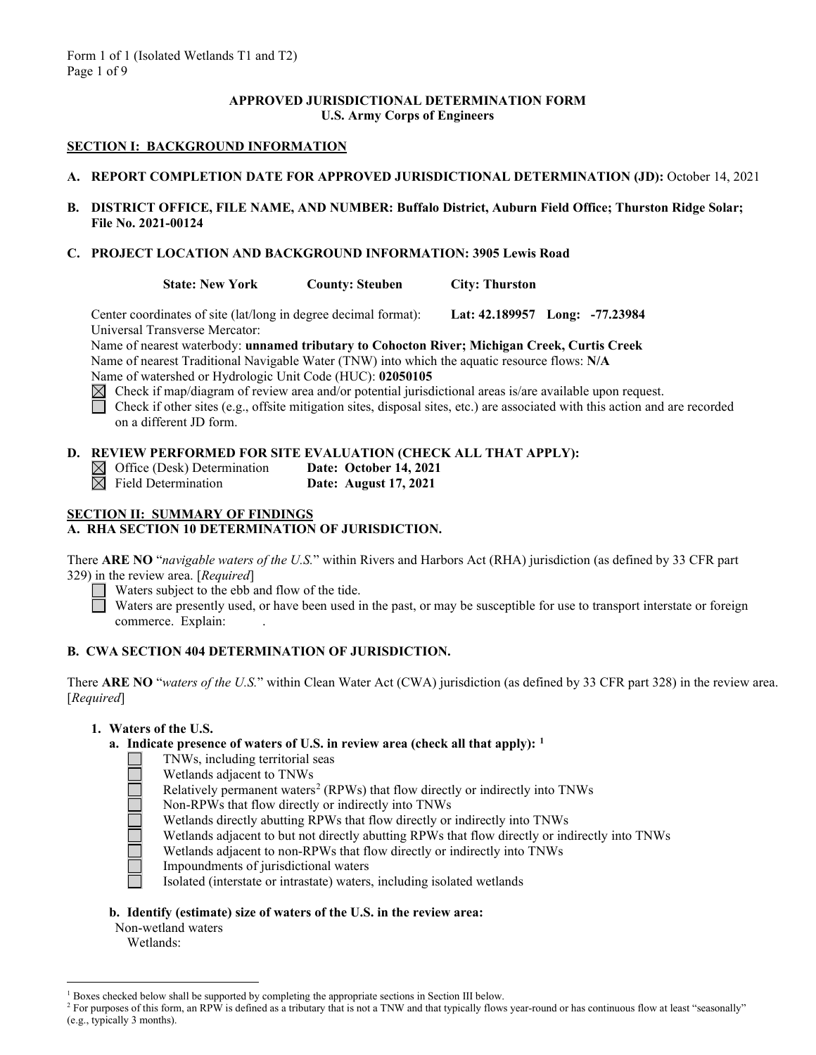Form 1 of 1 (Isolated Wetlands T1 and T2)

# APPROVED JURISDICTIONAL DETERMINATION FORM
## U.S. Army Corps of Engineers

### SECTION I: BACKGROUND INFORMATION

**A. REPORT COMPLETION DATE FOR APPROVED JURISDICTIONAL DETERMINATION (JD):** October 14, 2021

**B. DISTRICT OFFICE, FILE NAME, AND NUMBER: Buffalo District, Auburn Field Office; Thurston Ridge Solar; File No. 2021-00124**

**C. PROJECT LOCATION AND BACKGROUND INFORMATION: 3905 Lewis Road**

**State: New York** **County: Steuben** **City: Thurston**

Center coordinates of site (lat/long in degree decimal format): **Lat: 42.189957 Long: -77.23984**
Universal Transverse Mercator:
Name of nearest waterbody: **unnamed tributary to Cohocton River; Michigan Creek, Curtis Creek**
Name of nearest Traditional Navigable Water (TNW) into which the aquatic resource flows: **N/A**
Name of watershed or Hydrologic Unit Code (HUC): **02050105**

- ☒ Check if map/diagram of review area and/or potential jurisdictional areas is/are available upon request.
- ☐ Check if other sites (e.g., offsite mitigation sites, disposal sites, etc.) are associated with this action and are recorded on a different JD form.

**D. REVIEW PERFORMED FOR SITE EVALUATION (CHECK ALL THAT APPLY):**

- ☒ Office (Desk) Determination **Date: October 14, 2021**
- ☒ Field Determination **Date: August 17, 2021**

### SECTION II: SUMMARY OF FINDINGS
**A. RHA SECTION 10 DETERMINATION OF JURISDICTION.**

There **ARE NO** "*navigable waters of the U.S.*" within Rivers and Harbors Act (RHA) jurisdiction (as defined by 33 CFR part 329) in the review area. [*Required*]

- ☐ Waters subject to the ebb and flow of the tide.
- ☐ Waters are presently used, or have been used in the past, or may be susceptible for use to transport interstate or foreign commerce. Explain: .

**B. CWA SECTION 404 DETERMINATION OF JURISDICTION.**

There **ARE NO** "*waters of the U.S.*" within Clean Water Act (CWA) jurisdiction (as defined by 33 CFR part 328) in the review area. [*Required*]

**1. Waters of the U.S.**

**a. Indicate presence of waters of U.S. in review area (check all that apply):** [1]

- ☐ TNWs, including territorial seas
- ☐ Wetlands adjacent to TNWs
- ☐ Relatively permanent waters[2] (RPWs) that flow directly or indirectly into TNWs
- ☐ Non-RPWs that flow directly or indirectly into TNWs
- ☐ Wetlands directly abutting RPWs that flow directly or indirectly into TNWs
- ☐ Wetlands adjacent to but not directly abutting RPWs that flow directly or indirectly into TNWs
- ☐ Wetlands adjacent to non-RPWs that flow directly or indirectly into TNWs
- ☐ Impoundments of jurisdictional waters
- ☐ Isolated (interstate or intrastate) waters, including isolated wetlands

**b. Identify (estimate) size of waters of the U.S. in the review area:**

Non-wetland waters
Wetlands:

---

[1] Boxes checked below shall be supported by completing the appropriate sections in Section III below.

[2] For purposes of this form, an RPW is defined as a tributary that is not a TNW and that typically flows year-round or has continuous flow at least "seasonally" (e.g., typically 3 months).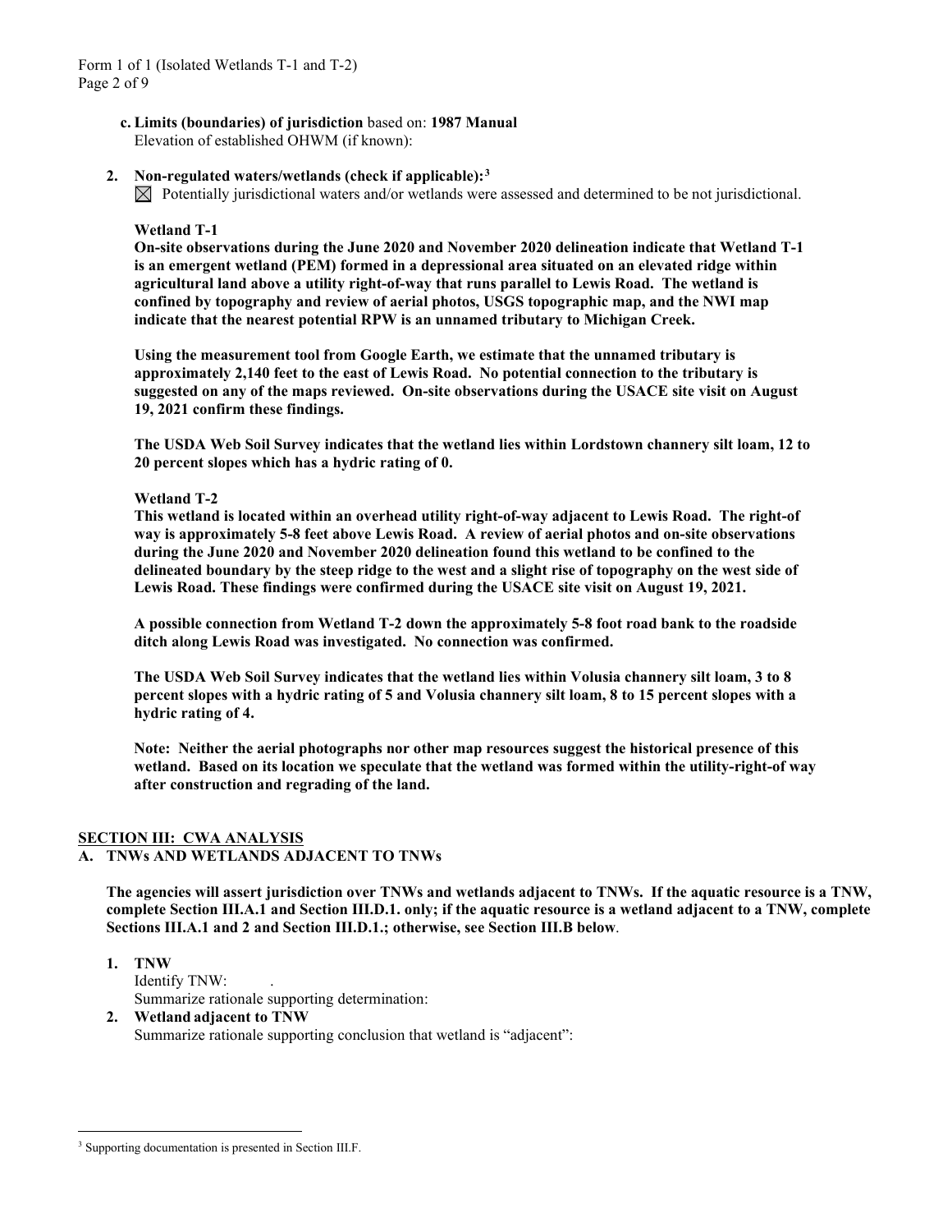**c. Limits (boundaries) of jurisdiction** based on: **1987 Manual**
Elevation of established OHWM (if known):

**2. Non-regulated waters/wetlands (check if applicable):**[3]

☒ Potentially jurisdictional waters and/or wetlands were assessed and determined to be not jurisdictional.

**Wetland T-1**

**On-site observations during the June 2020 and November 2020 delineation indicate that Wetland T-1 is an emergent wetland (PEM) formed in a depressional area situated on an elevated ridge within agricultural land above a utility right-of-way that runs parallel to Lewis Road. The wetland is confined by topography and review of aerial photos, USGS topographic map, and the NWI map indicate that the nearest potential RPW is an unnamed tributary to Michigan Creek.**

**Using the measurement tool from Google Earth, we estimate that the unnamed tributary is approximately 2,140 feet to the east of Lewis Road. No potential connection to the tributary is suggested on any of the maps reviewed. On-site observations during the USACE site visit on August 19, 2021 confirm these findings.**

**The USDA Web Soil Survey indicates that the wetland lies within Lordstown channery silt loam, 12 to 20 percent slopes which has a hydric rating of 0.**

**Wetland T-2**

**This wetland is located within an overhead utility right-of-way adjacent to Lewis Road. The right-of way is approximately 5-8 feet above Lewis Road. A review of aerial photos and on-site observations during the June 2020 and November 2020 delineation found this wetland to be confined to the delineated boundary by the steep ridge to the west and a slight rise of topography on the west side of Lewis Road. These findings were confirmed during the USACE site visit on August 19, 2021.**

**A possible connection from Wetland T-2 down the approximately 5-8 foot road bank to the roadside ditch along Lewis Road was investigated. No connection was confirmed.**

**The USDA Web Soil Survey indicates that the wetland lies within Volusia channery silt loam, 3 to 8 percent slopes with a hydric rating of 5 and Volusia channery silt loam, 8 to 15 percent slopes with a hydric rating of 4.**

**Note: Neither the aerial photographs nor other map resources suggest the historical presence of this wetland. Based on its location we speculate that the wetland was formed within the utility-right-of way after construction and regrading of the land.**

## SECTION III: CWA ANALYSIS

### A. TNWs AND WETLANDS ADJACENT TO TNWs

**The agencies will assert jurisdiction over TNWs and wetlands adjacent to TNWs. If the aquatic resource is a TNW, complete Section III.A.1 and Section III.D.1. only; if the aquatic resource is a wetland adjacent to a TNW, complete Sections III.A.1 and 2 and Section III.D.1.; otherwise, see Section III.B below**.

**1. TNW**
Identify TNW: .
Summarize rationale supporting determination:

**2. Wetland adjacent to TNW**
Summarize rationale supporting conclusion that wetland is "adjacent":

[3] Supporting documentation is presented in Section III.F.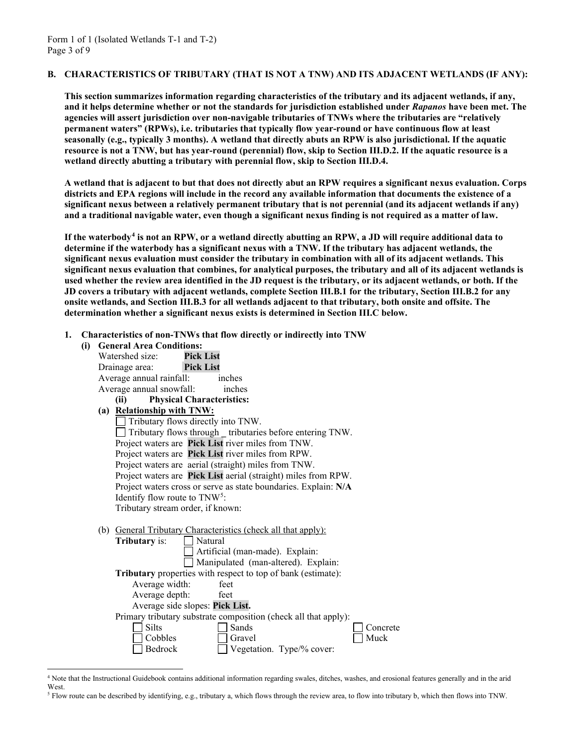**B. CHARACTERISTICS OF TRIBUTARY (THAT IS NOT A TNW) AND ITS ADJACENT WETLANDS (IF ANY):**

**This section summarizes information regarding characteristics of the tributary and its adjacent wetlands, if any, and it helps determine whether or not the standards for jurisdiction established under *Rapanos* have been met. The agencies will assert jurisdiction over non-navigable tributaries of TNWs where the tributaries are "relatively permanent waters" (RPWs), i.e. tributaries that typically flow year-round or have continuous flow at least seasonally (e.g., typically 3 months). A wetland that directly abuts an RPW is also jurisdictional. If the aquatic resource is not a TNW, but has year-round (perennial) flow, skip to Section III.D.2. If the aquatic resource is a wetland directly abutting a tributary with perennial flow, skip to Section III.D.4.**

**A wetland that is adjacent to but that does not directly abut an RPW requires a significant nexus evaluation. Corps districts and EPA regions will include in the record any available information that documents the existence of a significant nexus between a relatively permanent tributary that is not perennial (and its adjacent wetlands if any) and a traditional navigable water, even though a significant nexus finding is not required as a matter of law.**

**If the waterbody[4] is not an RPW, or a wetland directly abutting an RPW, a JD will require additional data to determine if the waterbody has a significant nexus with a TNW. If the tributary has adjacent wetlands, the significant nexus evaluation must consider the tributary in combination with all of its adjacent wetlands. This significant nexus evaluation that combines, for analytical purposes, the tributary and all of its adjacent wetlands is used whether the review area identified in the JD request is the tributary, or its adjacent wetlands, or both. If the JD covers a tributary with adjacent wetlands, complete Section III.B.1 for the tributary, Section III.B.2 for any onsite wetlands, and Section III.B.3 for all wetlands adjacent to that tributary, both onsite and offsite. The determination whether a significant nexus exists is determined in Section III.C below.**

**1. Characteristics of non-TNWs that flow directly or indirectly into TNW**

**(i) General Area Conditions:**

Watershed size: **Pick List**
Drainage area: **Pick List**
Average annual rainfall: inches
Average annual snowfall: inches

**(ii) Physical Characteristics:**

**(a) Relationship with TNW:**

☐ Tributary flows directly into TNW.
☐ Tributary flows through _ tributaries before entering TNW.

Project waters are **Pick List** river miles from TNW.
Project waters are **Pick List** river miles from RPW.
Project waters are aerial (straight) miles from TNW.
Project waters are **Pick List** aerial (straight) miles from RPW.
Project waters cross or serve as state boundaries. Explain: **N/A**
Identify flow route to TNW[5]:
Tributary stream order, if known:

(b) General Tributary Characteristics (check all that apply):

**Tributary** is: ☐ Natural
☐ Artificial (man-made). Explain:
☐ Manipulated (man-altered). Explain:

**Tributary** properties with respect to top of bank (estimate):
Average width: feet
Average depth: feet
Average side slopes: **Pick List.**

Primary tributary substrate composition (check all that apply):

☐ Silts ☐ Sands ☐ Concrete
☐ Cobbles ☐ Gravel ☐ Muck
☐ Bedrock ☐ Vegetation. Type/% cover:

---

[4] Note that the Instructional Guidebook contains additional information regarding swales, ditches, washes, and erosional features generally and in the arid West.

[5] Flow route can be described by identifying, e.g., tributary a, which flows through the review area, to flow into tributary b, which then flows into TNW.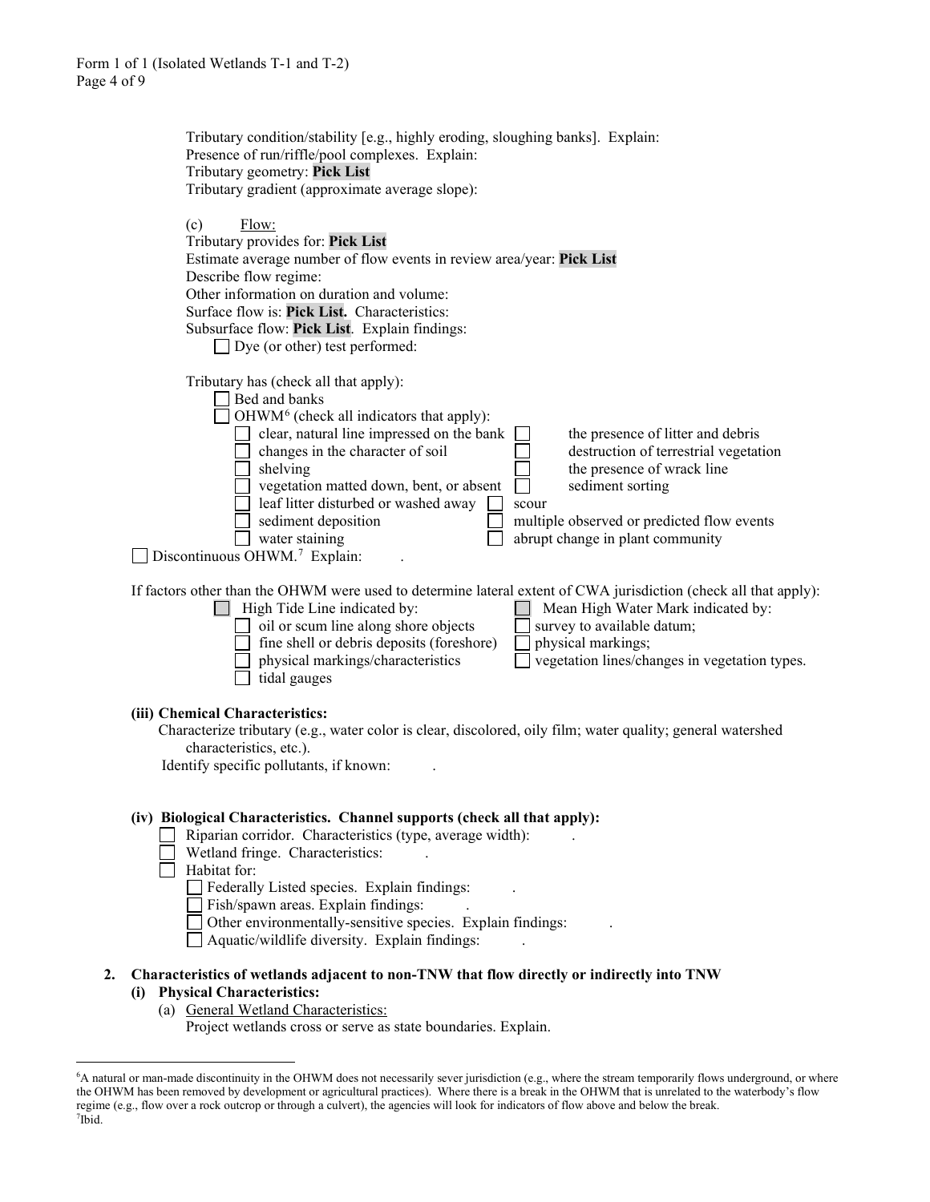Tributary condition/stability [e.g., highly eroding, sloughing banks]. Explain:
Presence of run/riffle/pool complexes. Explain:
Tributary geometry: **Pick List**
Tributary gradient (approximate average slope):

(c) Flow:
Tributary provides for: **Pick List**
Estimate average number of flow events in review area/year: **Pick List**
Describe flow regime:
Other information on duration and volume:
Surface flow is: **Pick List.** Characteristics:
Subsurface flow: **Pick List**. Explain findings:
☐ Dye (or other) test performed:

Tributary has (check all that apply):
☐ Bed and banks
☐ OHWM[6] (check all indicators that apply):
- ☐ clear, natural line impressed on the bank
- ☐ changes in the character of soil
- ☐ shelving
- ☐ vegetation matted down, bent, or absent
- ☐ leaf litter disturbed or washed away
- ☐ sediment deposition
- ☐ water staining
- ☐ the presence of litter and debris
- ☐ destruction of terrestrial vegetation
- ☐ the presence of wrack line
- ☐ sediment sorting
- ☐ scour
- ☐ multiple observed or predicted flow events
- ☐ abrupt change in plant community

☐ Discontinuous OHWM.[7] Explain: .

If factors other than the OHWM were used to determine lateral extent of CWA jurisdiction (check all that apply):

☐ High Tide Line indicated by:
- ☐ oil or scum line along shore objects
- ☐ fine shell or debris deposits (foreshore)
- ☐ physical markings/characteristics
- ☐ tidal gauges

☐ Mean High Water Mark indicated by:
- ☐ survey to available datum;
- ☐ physical markings;
- ☐ vegetation lines/changes in vegetation types.

**(iii) Chemical Characteristics:**

Characterize tributary (e.g., water color is clear, discolored, oily film; water quality; general watershed characteristics, etc.).
Identify specific pollutants, if known: .

**(iv) Biological Characteristics. Channel supports (check all that apply):**

☐ Riparian corridor. Characteristics (type, average width): .
☐ Wetland fringe. Characteristics: .
☐ Habitat for:
- ☐ Federally Listed species. Explain findings: .
- ☐ Fish/spawn areas. Explain findings: .
- ☐ Other environmentally-sensitive species. Explain findings: .
- ☐ Aquatic/wildlife diversity. Explain findings: .

**2. Characteristics of wetlands adjacent to non-TNW that flow directly or indirectly into TNW**

**(i) Physical Characteristics:**

(a) General Wetland Characteristics:
Project wetlands cross or serve as state boundaries. Explain.

---

[6] A natural or man-made discontinuity in the OHWM does not necessarily sever jurisdiction (e.g., where the stream temporarily flows underground, or where the OHWM has been removed by development or agricultural practices). Where there is a break in the OHWM that is unrelated to the waterbody's flow regime (e.g., flow over a rock outcrop or through a culvert), the agencies will look for indicators of flow above and below the break.
[7] Ibid.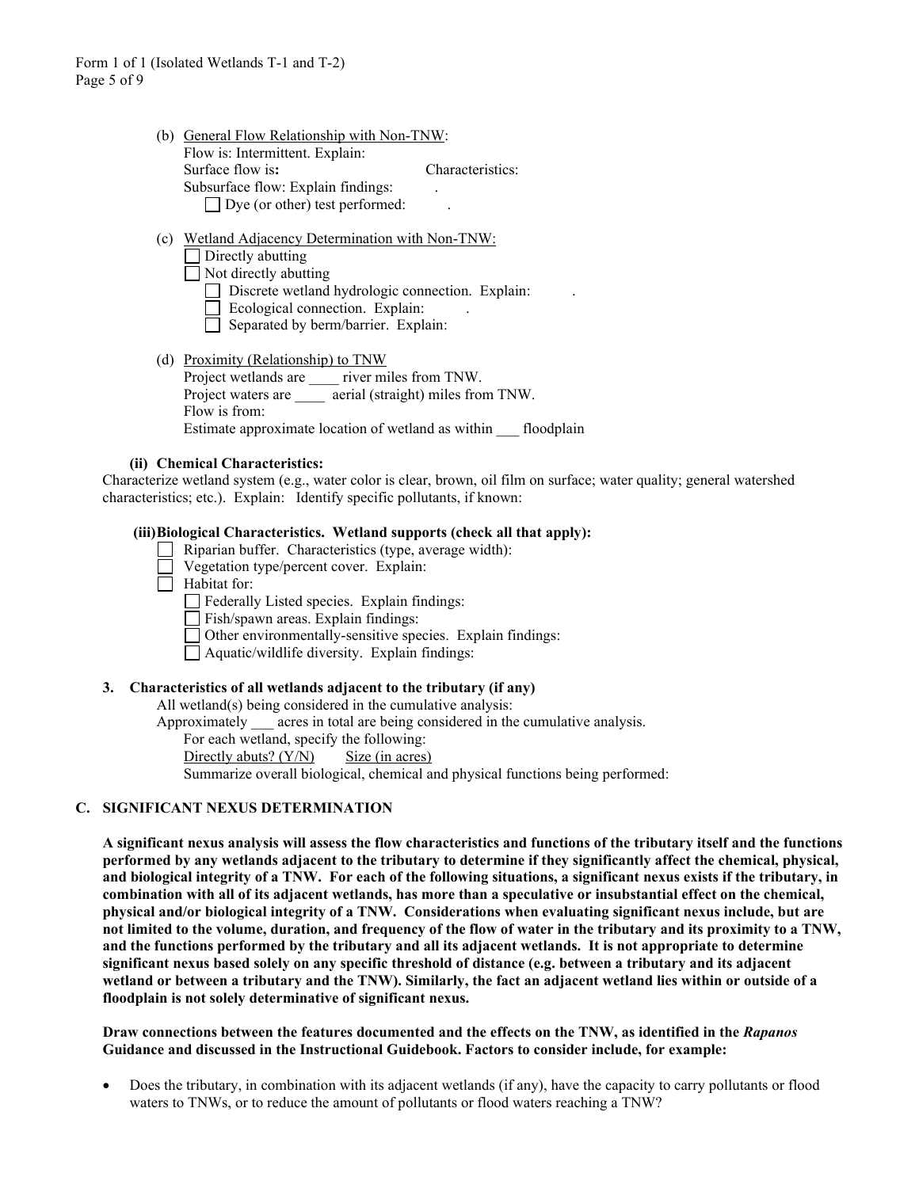(b) General Flow Relationship with Non-TNW:
Flow is: Intermittent. Explain:
Surface flow is**:** Characteristics:
Subsurface flow: Explain findings: .
☐ Dye (or other) test performed: .

(c) Wetland Adjacency Determination with Non-TNW:
☐ Directly abutting
☐ Not directly abutting
☐ Discrete wetland hydrologic connection. Explain: .
☐ Ecological connection. Explain: .
☐ Separated by berm/barrier. Explain:

(d) Proximity (Relationship) to TNW
Project wetlands are ____ river miles from TNW.
Project waters are ____ aerial (straight) miles from TNW.
Flow is from:
Estimate approximate location of wetland as within ___ floodplain

**(ii) Chemical Characteristics:**

Characterize wetland system (e.g., water color is clear, brown, oil film on surface; water quality; general watershed characteristics; etc.). Explain: Identify specific pollutants, if known:

**(iii) Biological Characteristics. Wetland supports (check all that apply):**

☐ Riparian buffer. Characteristics (type, average width):
☐ Vegetation type/percent cover. Explain:
☐ Habitat for:
☐ Federally Listed species. Explain findings:
☐ Fish/spawn areas. Explain findings:
☐ Other environmentally-sensitive species. Explain findings:
☐ Aquatic/wildlife diversity. Explain findings:

**3. Characteristics of all wetlands adjacent to the tributary (if any)**

All wetland(s) being considered in the cumulative analysis:
Approximately ___ acres in total are being considered in the cumulative analysis.
For each wetland, specify the following:
Directly abuts? (Y/N) Size (in acres)
Summarize overall biological, chemical and physical functions being performed:

## C. SIGNIFICANT NEXUS DETERMINATION

**A significant nexus analysis will assess the flow characteristics and functions of the tributary itself and the functions performed by any wetlands adjacent to the tributary to determine if they significantly affect the chemical, physical, and biological integrity of a TNW. For each of the following situations, a significant nexus exists if the tributary, in combination with all of its adjacent wetlands, has more than a speculative or insubstantial effect on the chemical, physical and/or biological integrity of a TNW. Considerations when evaluating significant nexus include, but are not limited to the volume, duration, and frequency of the flow of water in the tributary and its proximity to a TNW, and the functions performed by the tributary and all its adjacent wetlands. It is not appropriate to determine significant nexus based solely on any specific threshold of distance (e.g. between a tributary and its adjacent wetland or between a tributary and the TNW). Similarly, the fact an adjacent wetland lies within or outside of a floodplain is not solely determinative of significant nexus.**

**Draw connections between the features documented and the effects on the TNW, as identified in the *Rapanos* Guidance and discussed in the Instructional Guidebook. Factors to consider include, for example:**

- Does the tributary, in combination with its adjacent wetlands (if any), have the capacity to carry pollutants or flood waters to TNWs, or to reduce the amount of pollutants or flood waters reaching a TNW?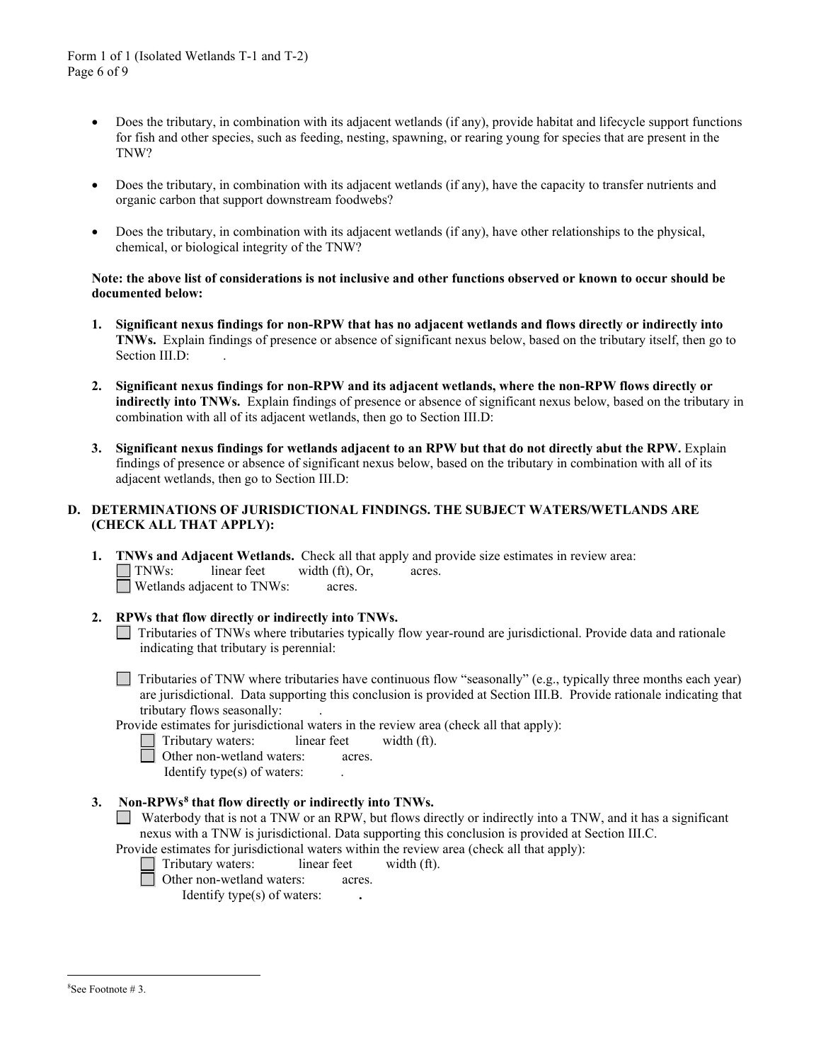- Does the tributary, in combination with its adjacent wetlands (if any), provide habitat and lifecycle support functions for fish and other species, such as feeding, nesting, spawning, or rearing young for species that are present in the TNW?

- Does the tributary, in combination with its adjacent wetlands (if any), have the capacity to transfer nutrients and organic carbon that support downstream foodwebs?

- Does the tributary, in combination with its adjacent wetlands (if any), have other relationships to the physical, chemical, or biological integrity of the TNW?

**Note: the above list of considerations is not inclusive and other functions observed or known to occur should be documented below:**

1. **Significant nexus findings for non-RPW that has no adjacent wetlands and flows directly or indirectly into TNWs.** Explain findings of presence or absence of significant nexus below, based on the tributary itself, then go to Section III.D: .

2. **Significant nexus findings for non-RPW and its adjacent wetlands, where the non-RPW flows directly or indirectly into TNWs.** Explain findings of presence or absence of significant nexus below, based on the tributary in combination with all of its adjacent wetlands, then go to Section III.D:

3. **Significant nexus findings for wetlands adjacent to an RPW but that do not directly abut the RPW.** Explain findings of presence or absence of significant nexus below, based on the tributary in combination with all of its adjacent wetlands, then go to Section III.D:

## D. DETERMINATIONS OF JURISDICTIONAL FINDINGS. THE SUBJECT WATERS/WETLANDS ARE (CHECK ALL THAT APPLY):

1. **TNWs and Adjacent Wetlands.** Check all that apply and provide size estimates in review area:
   - ☐ TNWs: linear feet width (ft), Or, acres.
   - ☐ Wetlands adjacent to TNWs: acres.

2. **RPWs that flow directly or indirectly into TNWs.**
   - ☐ Tributaries of TNWs where tributaries typically flow year-round are jurisdictional. Provide data and rationale indicating that tributary is perennial:

   - ☐ Tributaries of TNW where tributaries have continuous flow "seasonally" (e.g., typically three months each year) are jurisdictional. Data supporting this conclusion is provided at Section III.B. Provide rationale indicating that tributary flows seasonally: .

   Provide estimates for jurisdictional waters in the review area (check all that apply):
   - ☐ Tributary waters: linear feet width (ft).
   - ☐ Other non-wetland waters: acres.

     Identify type(s) of waters: .

3. **Non-RPWs[8] that flow directly or indirectly into TNWs.**
   - ☐ Waterbody that is not a TNW or an RPW, but flows directly or indirectly into a TNW, and it has a significant nexus with a TNW is jurisdictional. Data supporting this conclusion is provided at Section III.C.

   Provide estimates for jurisdictional waters within the review area (check all that apply):
   - ☐ Tributary waters: linear feet width (ft).
   - ☐ Other non-wetland waters: acres.

     Identify type(s) of waters: **.**

[8]See Footnote # 3.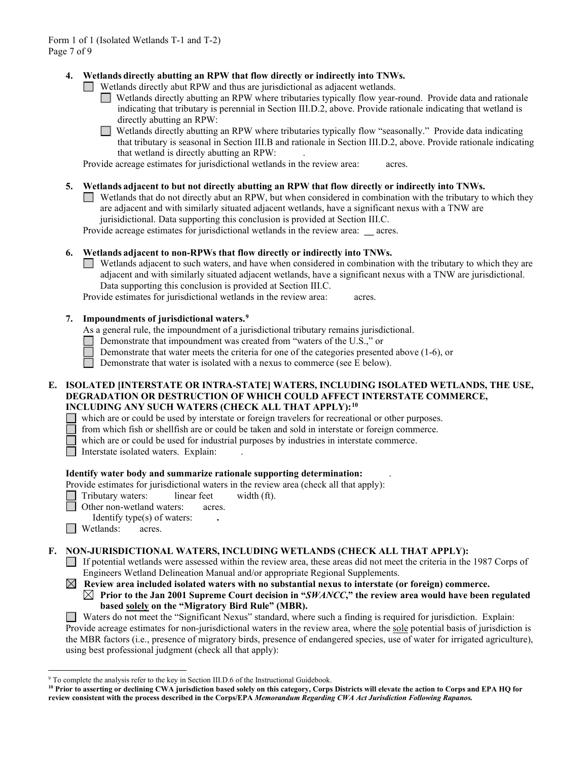**4. Wetlands directly abutting an RPW that flow directly or indirectly into TNWs.**

☐ Wetlands directly abut RPW and thus are jurisdictional as adjacent wetlands.

☐ Wetlands directly abutting an RPW where tributaries typically flow year-round. Provide data and rationale indicating that tributary is perennial in Section III.D.2, above. Provide rationale indicating that wetland is directly abutting an RPW:

☐ Wetlands directly abutting an RPW where tributaries typically flow "seasonally." Provide data indicating that tributary is seasonal in Section III.B and rationale in Section III.D.2, above. Provide rationale indicating that wetland is directly abutting an RPW: .

Provide acreage estimates for jurisdictional wetlands in the review area: acres.

**5. Wetlands adjacent to but not directly abutting an RPW that flow directly or indirectly into TNWs.**

☐ Wetlands that do not directly abut an RPW, but when considered in combination with the tributary to which they are adjacent and with similarly situated adjacent wetlands, have a significant nexus with a TNW are jurisidictional. Data supporting this conclusion is provided at Section III.C.

Provide acreage estimates for jurisdictional wetlands in the review area: __ acres.

**6. Wetlands adjacent to non-RPWs that flow directly or indirectly into TNWs.**

☐ Wetlands adjacent to such waters, and have when considered in combination with the tributary to which they are adjacent and with similarly situated adjacent wetlands, have a significant nexus with a TNW are jurisdictional. Data supporting this conclusion is provided at Section III.C.

Provide estimates for jurisdictional wetlands in the review area: acres.

**7. Impoundments of jurisdictional waters.**[9]

As a general rule, the impoundment of a jurisdictional tributary remains jurisdictional.

☐ Demonstrate that impoundment was created from "waters of the U.S.," or

☐ Demonstrate that water meets the criteria for one of the categories presented above (1-6), or

☐ Demonstrate that water is isolated with a nexus to commerce (see E below).

**E. ISOLATED [INTERSTATE OR INTRA-STATE] WATERS, INCLUDING ISOLATED WETLANDS, THE USE, DEGRADATION OR DESTRUCTION OF WHICH COULD AFFECT INTERSTATE COMMERCE, INCLUDING ANY SUCH WATERS (CHECK ALL THAT APPLY):**[10]

☐ which are or could be used by interstate or foreign travelers for recreational or other purposes.

☐ from which fish or shellfish are or could be taken and sold in interstate or foreign commerce.

☐ which are or could be used for industrial purposes by industries in interstate commerce.

☐ Interstate isolated waters. Explain: .

**Identify water body and summarize rationale supporting determination:** .

Provide estimates for jurisdictional waters in the review area (check all that apply):

☐ Tributary waters: linear feet width (ft).

☐ Other non-wetland waters: acres.

Identify type(s) of waters: **.**

☐ Wetlands: acres.

**F. NON-JURISDICTIONAL WATERS, INCLUDING WETLANDS (CHECK ALL THAT APPLY):**

☐ If potential wetlands were assessed within the review area, these areas did not meet the criteria in the 1987 Corps of Engineers Wetland Delineation Manual and/or appropriate Regional Supplements.

☒ **Review area included isolated waters with no substantial nexus to interstate (or foreign) commerce.**

☒ **Prior to the Jan 2001 Supreme Court decision in "*SWANCC*," the review area would have been regulated based solely on the "Migratory Bird Rule" (MBR).**

☐ Waters do not meet the "Significant Nexus" standard, where such a finding is required for jurisdiction. Explain:

Provide acreage estimates for non-jurisdictional waters in the review area, where the sole potential basis of jurisdiction is the MBR factors (i.e., presence of migratory birds, presence of endangered species, use of water for irrigated agriculture), using best professional judgment (check all that apply):

---

[9] To complete the analysis refer to the key in Section III.D.6 of the Instructional Guidebook.

[10] **Prior to asserting or declining CWA jurisdiction based solely on this category, Corps Districts will elevate the action to Corps and EPA HQ for review consistent with the process described in the Corps/EPA *Memorandum Regarding CWA Act Jurisdiction Following Rapanos.***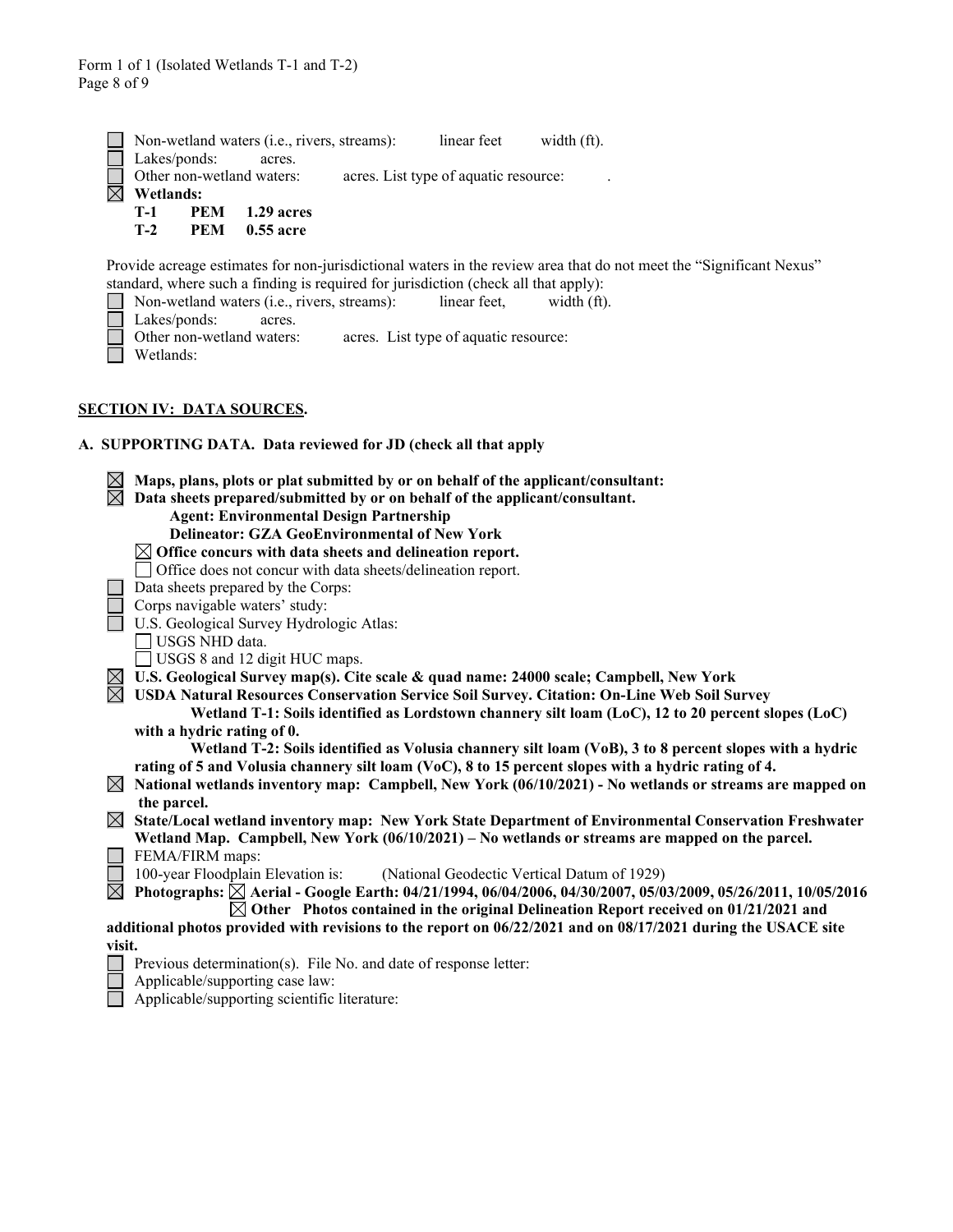☐ Non-wetland waters (i.e., rivers, streams): linear feet width (ft).
☐ Lakes/ponds: acres.
☐ Other non-wetland waters: acres. List type of aquatic resource: .
☒ **Wetlands:**
**T-1 PEM 1.29 acres**
**T-2 PEM 0.55 acre**

Provide acreage estimates for non-jurisdictional waters in the review area that do not meet the "Significant Nexus" standard, where such a finding is required for jurisdiction (check all that apply):
☐ Non-wetland waters (i.e., rivers, streams): linear feet, width (ft).
☐ Lakes/ponds: acres.
☐ Other non-wetland waters: acres. List type of aquatic resource:
☐ Wetlands:

## SECTION IV: DATA SOURCES.

**A. SUPPORTING DATA. Data reviewed for JD (check all that apply**

☒ **Maps, plans, plots or plat submitted by or on behalf of the applicant/consultant:**
☒ **Data sheets prepared/submitted by or on behalf of the applicant/consultant.**
**Agent: Environmental Design Partnership**
**Delineator: GZA GeoEnvironmental of New York**
☒ **Office concurs with data sheets and delineation report.**
☐ Office does not concur with data sheets/delineation report.
☐ Data sheets prepared by the Corps:
☐ Corps navigable waters' study:
☐ U.S. Geological Survey Hydrologic Atlas:
☐ USGS NHD data.
☐ USGS 8 and 12 digit HUC maps.
☒ **U.S. Geological Survey map(s). Cite scale & quad name: 24000 scale; Campbell, New York**
☒ **USDA Natural Resources Conservation Service Soil Survey. Citation: On-Line Web Soil Survey**
**Wetland T-1: Soils identified as Lordstown channery silt loam (LoC), 12 to 20 percent slopes (LoC) with a hydric rating of 0.**
**Wetland T-2: Soils identified as Volusia channery silt loam (VoB), 3 to 8 percent slopes with a hydric rating of 5 and Volusia channery silt loam (VoC), 8 to 15 percent slopes with a hydric rating of 4.**
☒ **National wetlands inventory map: Campbell, New York (06/10/2021) - No wetlands or streams are mapped on the parcel.**
☒ **State/Local wetland inventory map: New York State Department of Environmental Conservation Freshwater Wetland Map. Campbell, New York (06/10/2021) – No wetlands or streams are mapped on the parcel.**
☐ FEMA/FIRM maps:
☐ 100-year Floodplain Elevation is: (National Geodectic Vertical Datum of 1929)
☒ **Photographs:** ☒ **Aerial - Google Earth: 04/21/1994, 06/04/2006, 04/30/2007, 05/03/2009, 05/26/2011, 10/05/2016**
☒ **Other Photos contained in the original Delineation Report received on 01/21/2021 and additional photos provided with revisions to the report on 06/22/2021 and on 08/17/2021 during the USACE site visit.**
☐ Previous determination(s). File No. and date of response letter:
☐ Applicable/supporting case law:
☐ Applicable/supporting scientific literature: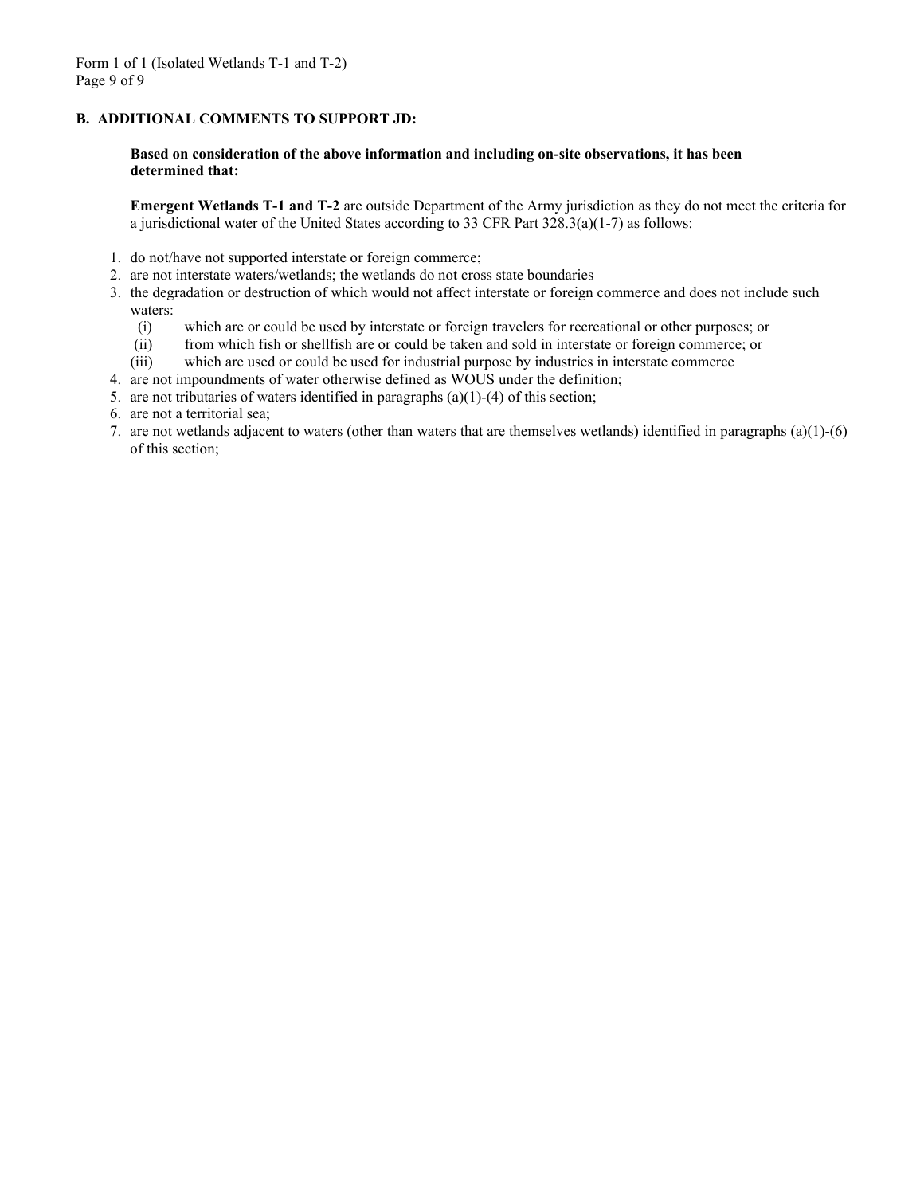## B. ADDITIONAL COMMENTS TO SUPPORT JD:

**Based on consideration of the above information and including on-site observations, it has been determined that:**

**Emergent Wetlands T-1 and T-2** are outside Department of the Army jurisdiction as they do not meet the criteria for a jurisdictional water of the United States according to 33 CFR Part 328.3(a)(1-7) as follows:

1. do not/have not supported interstate or foreign commerce;
2. are not interstate waters/wetlands; the wetlands do not cross state boundaries
3. the degradation or destruction of which would not affect interstate or foreign commerce and does not include such waters:
   - (i) which are or could be used by interstate or foreign travelers for recreational or other purposes; or
   - (ii) from which fish or shellfish are or could be taken and sold in interstate or foreign commerce; or
   - (iii) which are used or could be used for industrial purpose by industries in interstate commerce
4. are not impoundments of water otherwise defined as WOUS under the definition;
5. are not tributaries of waters identified in paragraphs (a)(1)-(4) of this section;
6. are not a territorial sea;
7. are not wetlands adjacent to waters (other than waters that are themselves wetlands) identified in paragraphs (a)(1)-(6) of this section;